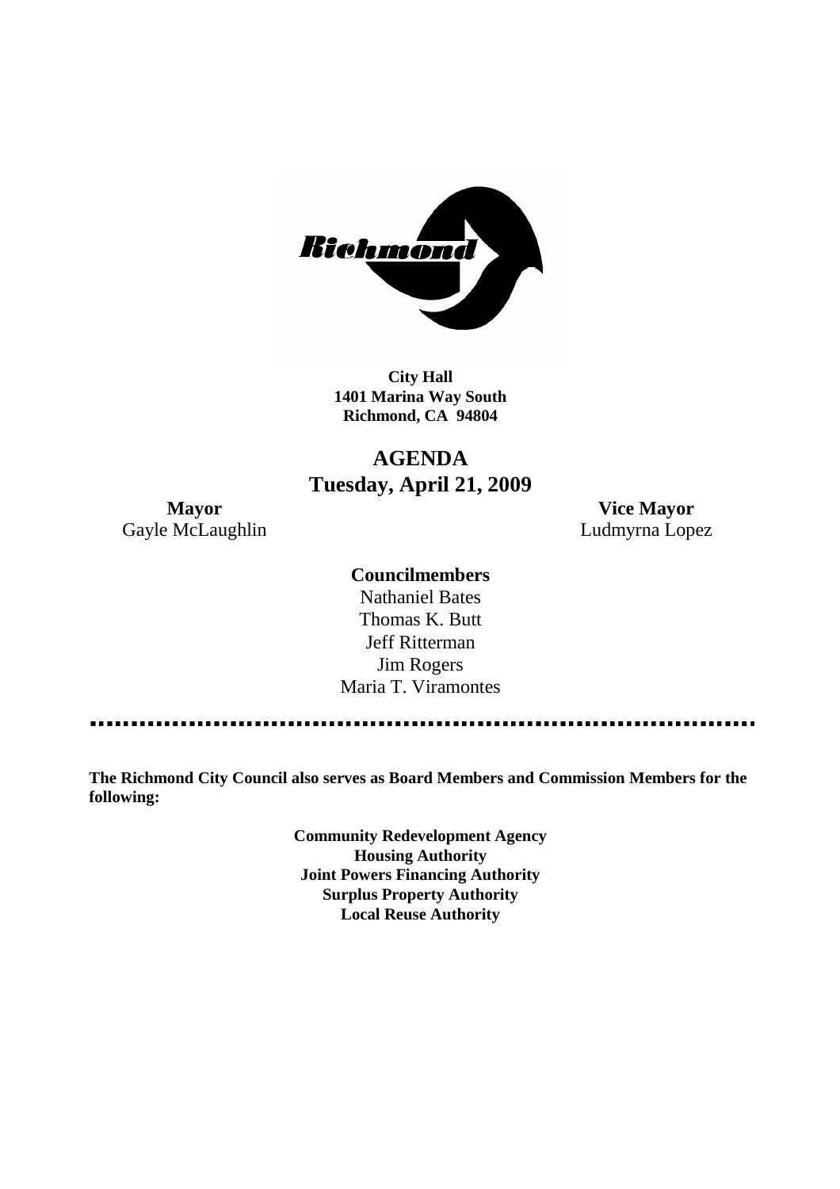Richmond

**City Hall**
**1401 Marina Way South**
**Richmond, CA 94804**

# AGENDA
## Tuesday, April 21, 2009

**Mayor**
Gayle McLaughlin

**Vice Mayor**
Ludmyrna Lopez

**Councilmembers**
Nathaniel Bates
Thomas K. Butt
Jeff Ritterman
Jim Rogers
Maria T. Viramontes

---

**The Richmond City Council also serves as Board Members and Commission Members for the following:**

**Community Redevelopment Agency**
**Housing Authority**
**Joint Powers Financing Authority**
**Surplus Property Authority**
**Local Reuse Authority**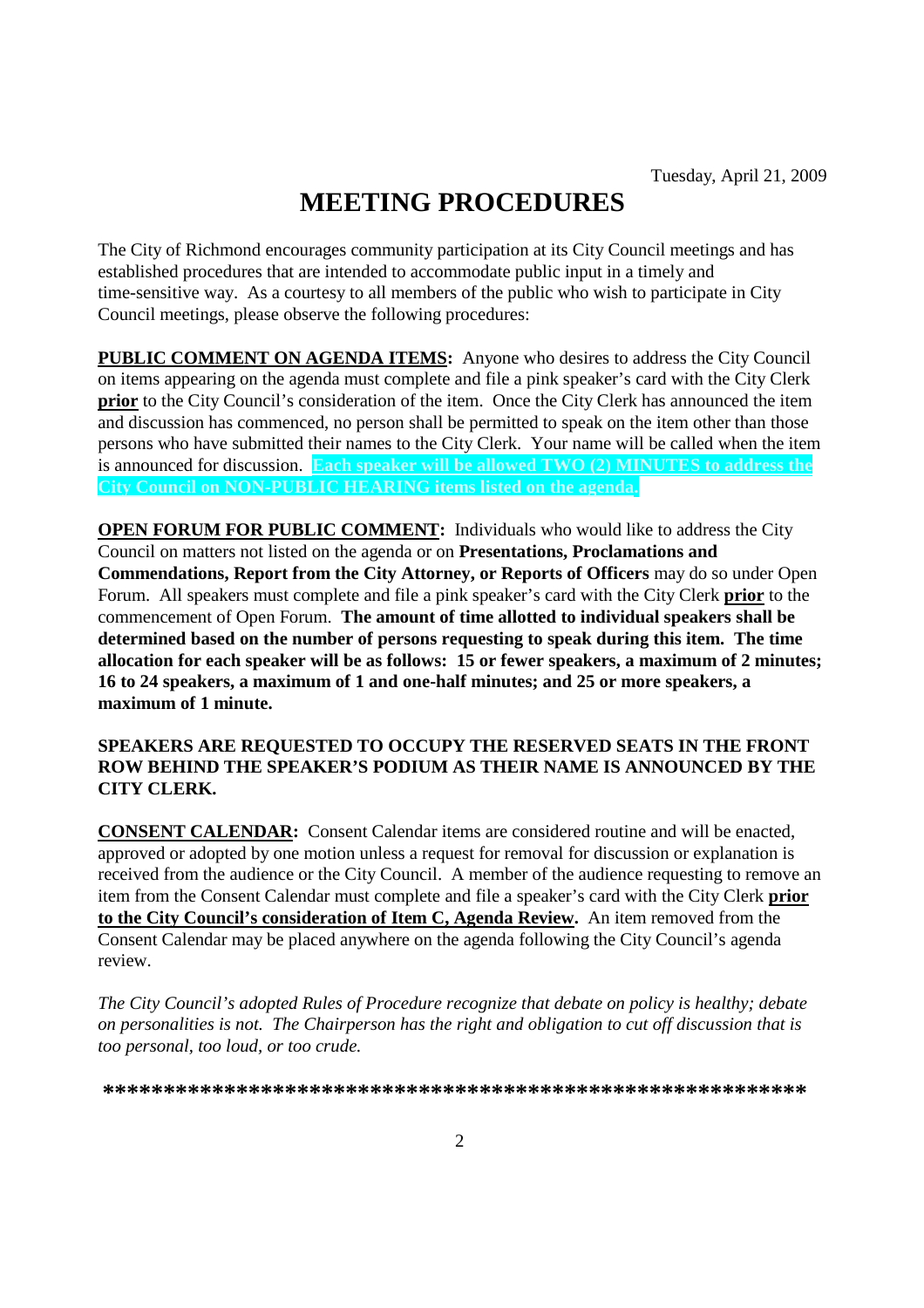Tuesday, April 21, 2009

# MEETING PROCEDURES

The City of Richmond encourages community participation at its City Council meetings and has established procedures that are intended to accommodate public input in a timely and time-sensitive way. As a courtesy to all members of the public who wish to participate in City Council meetings, please observe the following procedures:

**PUBLIC COMMENT ON AGENDA ITEMS:** Anyone who desires to address the City Council on items appearing on the agenda must complete and file a pink speaker's card with the City Clerk **prior** to the City Council's consideration of the item. Once the City Clerk has announced the item and discussion has commenced, no person shall be permitted to speak on the item other than those persons who have submitted their names to the City Clerk. Your name will be called when the item is announced for discussion. **Each speaker will be allowed TWO (2) MINUTES to address the City Council on NON-PUBLIC HEARING items listed on the agenda.**

**OPEN FORUM FOR PUBLIC COMMENT:** Individuals who would like to address the City Council on matters not listed on the agenda or on **Presentations, Proclamations and Commendations, Report from the City Attorney, or Reports of Officers** may do so under Open Forum. All speakers must complete and file a pink speaker's card with the City Clerk **prior** to the commencement of Open Forum. **The amount of time allotted to individual speakers shall be determined based on the number of persons requesting to speak during this item. The time allocation for each speaker will be as follows: 15 or fewer speakers, a maximum of 2 minutes; 16 to 24 speakers, a maximum of 1 and one-half minutes; and 25 or more speakers, a maximum of 1 minute.**

**SPEAKERS ARE REQUESTED TO OCCUPY THE RESERVED SEATS IN THE FRONT ROW BEHIND THE SPEAKER'S PODIUM AS THEIR NAME IS ANNOUNCED BY THE CITY CLERK.**

**CONSENT CALENDAR:** Consent Calendar items are considered routine and will be enacted, approved or adopted by one motion unless a request for removal for discussion or explanation is received from the audience or the City Council. A member of the audience requesting to remove an item from the Consent Calendar must complete and file a speaker's card with the City Clerk **prior to the City Council's consideration of Item C, Agenda Review.** An item removed from the Consent Calendar may be placed anywhere on the agenda following the City Council's agenda review.

*The City Council's adopted Rules of Procedure recognize that debate on policy is healthy; debate on personalities is not. The Chairperson has the right and obligation to cut off discussion that is too personal, too loud, or too crude.*

**\*\*\*\*\*\*\*\*\*\*\*\*\*\*\*\*\*\*\*\*\*\*\*\*\*\*\*\*\*\*\*\*\*\*\*\*\*\*\*\*\*\*\*\*\*\*\*\*\*\*\*\*\*\*\*\*\*\*\*\***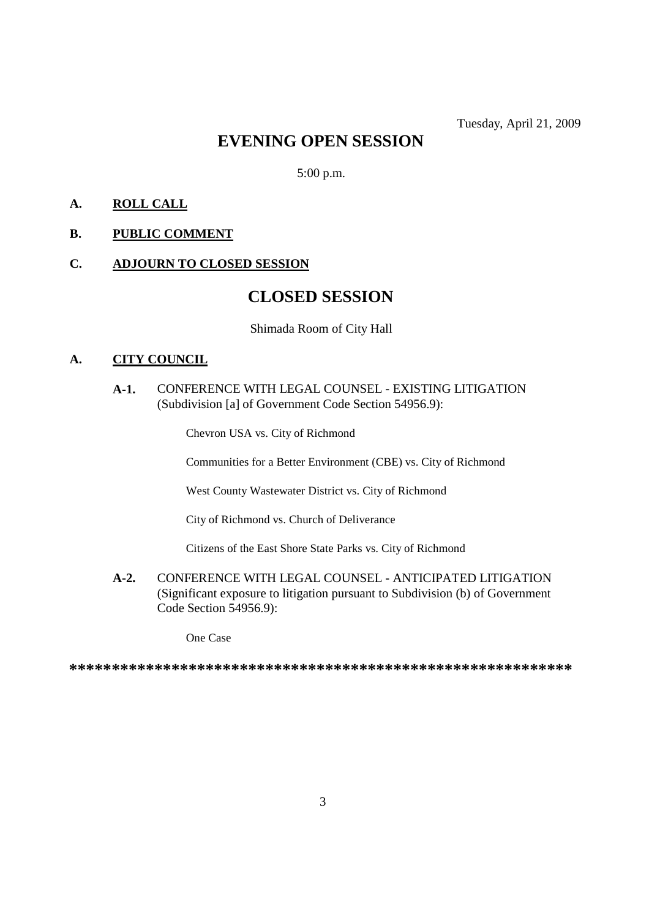Tuesday, April 21, 2009

# EVENING OPEN SESSION

5:00 p.m.

**A. ROLL CALL**

**B. PUBLIC COMMENT**

**C. ADJOURN TO CLOSED SESSION**

# CLOSED SESSION

Shimada Room of City Hall

**A. CITY COUNCIL**

**A-1.** CONFERENCE WITH LEGAL COUNSEL - EXISTING LITIGATION (Subdivision [a] of Government Code Section 54956.9):

Chevron USA vs. City of Richmond

Communities for a Better Environment (CBE) vs. City of Richmond

West County Wastewater District vs. City of Richmond

City of Richmond vs. Church of Deliverance

Citizens of the East Shore State Parks vs. City of Richmond

**A-2.** CONFERENCE WITH LEGAL COUNSEL - ANTICIPATED LITIGATION (Significant exposure to litigation pursuant to Subdivision (b) of Government Code Section 54956.9):

One Case

**************************************************************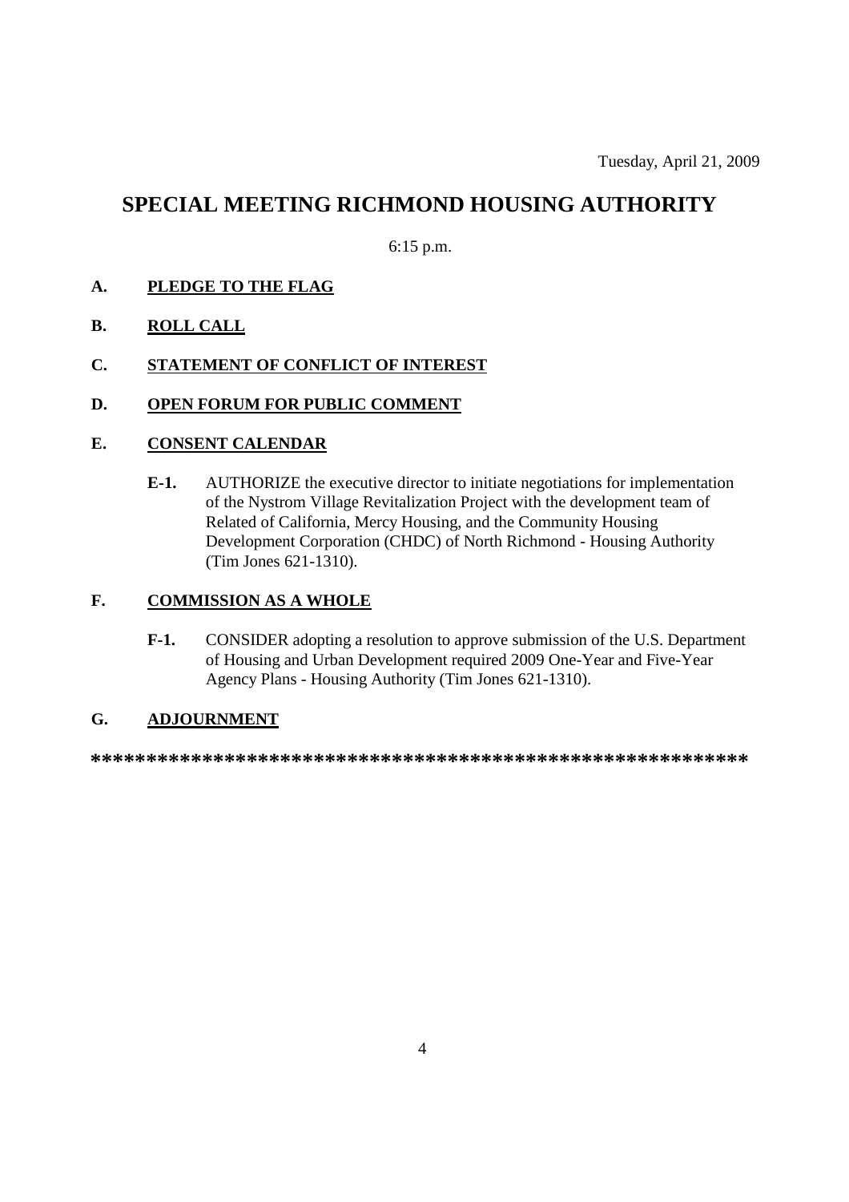Tuesday, April 21, 2009

# SPECIAL MEETING RICHMOND HOUSING AUTHORITY

6:15 p.m.

**A. PLEDGE TO THE FLAG**

**B. ROLL CALL**

**C. STATEMENT OF CONFLICT OF INTEREST**

**D. OPEN FORUM FOR PUBLIC COMMENT**

**E. CONSENT CALENDAR**

**E-1.** AUTHORIZE the executive director to initiate negotiations for implementation of the Nystrom Village Revitalization Project with the development team of Related of California, Mercy Housing, and the Community Housing Development Corporation (CHDC) of North Richmond - Housing Authority (Tim Jones 621-1310).

**F. COMMISSION AS A WHOLE**

**F-1.** CONSIDER adopting a resolution to approve submission of the U.S. Department of Housing and Urban Development required 2009 One-Year and Five-Year Agency Plans - Housing Authority (Tim Jones 621-1310).

**G. ADJOURNMENT**

**************************************************************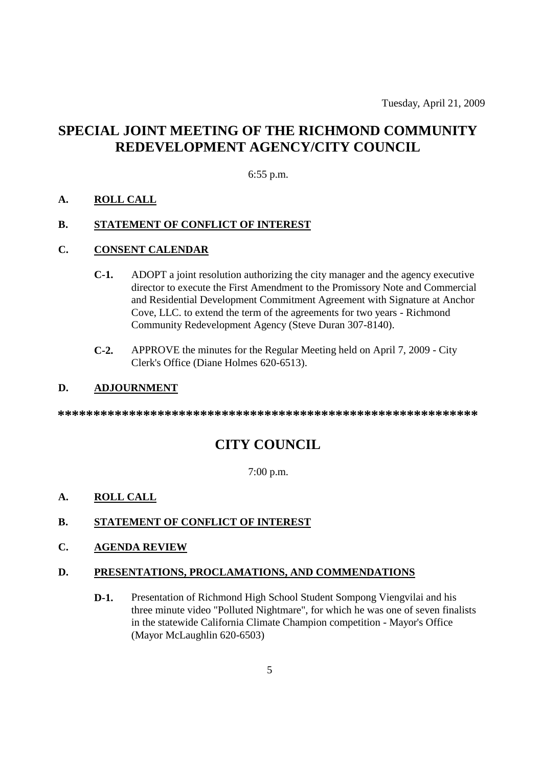Tuesday, April 21, 2009

# SPECIAL JOINT MEETING OF THE RICHMOND COMMUNITY REDEVELOPMENT AGENCY/CITY COUNCIL

6:55 p.m.

**A. ROLL CALL**

**B. STATEMENT OF CONFLICT OF INTEREST**

**C. CONSENT CALENDAR**

**C-1.** ADOPT a joint resolution authorizing the city manager and the agency executive director to execute the First Amendment to the Promissory Note and Commercial and Residential Development Commitment Agreement with Signature at Anchor Cove, LLC. to extend the term of the agreements for two years - Richmond Community Redevelopment Agency (Steve Duran 307-8140).

**C-2.** APPROVE the minutes for the Regular Meeting held on April 7, 2009 - City Clerk's Office (Diane Holmes 620-6513).

**D. ADJOURNMENT**

**************************************************************

# CITY COUNCIL

7:00 p.m.

**A. ROLL CALL**

**B. STATEMENT OF CONFLICT OF INTEREST**

**C. AGENDA REVIEW**

**D. PRESENTATIONS, PROCLAMATIONS, AND COMMENDATIONS**

**D-1.** Presentation of Richmond High School Student Sompong Viengvilai and his three minute video "Polluted Nightmare", for which he was one of seven finalists in the statewide California Climate Champion competition - Mayor's Office (Mayor McLaughlin 620-6503)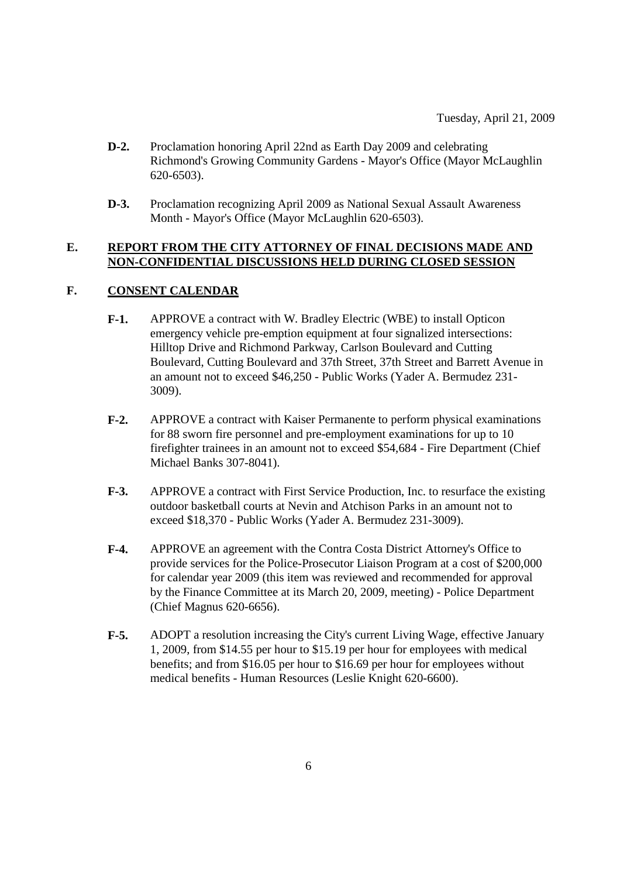Tuesday, April 21, 2009

**D-2.** Proclamation honoring April 22nd as Earth Day 2009 and celebrating Richmond's Growing Community Gardens - Mayor's Office (Mayor McLaughlin 620-6503).

**D-3.** Proclamation recognizing April 2009 as National Sexual Assault Awareness Month - Mayor's Office (Mayor McLaughlin 620-6503).

## E. REPORT FROM THE CITY ATTORNEY OF FINAL DECISIONS MADE AND NON-CONFIDENTIAL DISCUSSIONS HELD DURING CLOSED SESSION

## F. CONSENT CALENDAR

**F-1.** APPROVE a contract with W. Bradley Electric (WBE) to install Opticon emergency vehicle pre-emption equipment at four signalized intersections: Hilltop Drive and Richmond Parkway, Carlson Boulevard and Cutting Boulevard, Cutting Boulevard and 37th Street, 37th Street and Barrett Avenue in an amount not to exceed $46,250 - Public Works (Yader A. Bermudez 231-3009).

**F-2.** APPROVE a contract with Kaiser Permanente to perform physical examinations for 88 sworn fire personnel and pre-employment examinations for up to 10 firefighter trainees in an amount not to exceed $54,684 - Fire Department (Chief Michael Banks 307-8041).

**F-3.** APPROVE a contract with First Service Production, Inc. to resurface the existing outdoor basketball courts at Nevin and Atchison Parks in an amount not to exceed $18,370 - Public Works (Yader A. Bermudez 231-3009).

**F-4.** APPROVE an agreement with the Contra Costa District Attorney's Office to provide services for the Police-Prosecutor Liaison Program at a cost of $200,000 for calendar year 2009 (this item was reviewed and recommended for approval by the Finance Committee at its March 20, 2009, meeting) - Police Department (Chief Magnus 620-6656).

**F-5.** ADOPT a resolution increasing the City's current Living Wage, effective January 1, 2009, from $14.55 per hour to $15.19 per hour for employees with medical benefits; and from $16.05 per hour to $16.69 per hour for employees without medical benefits - Human Resources (Leslie Knight 620-6600).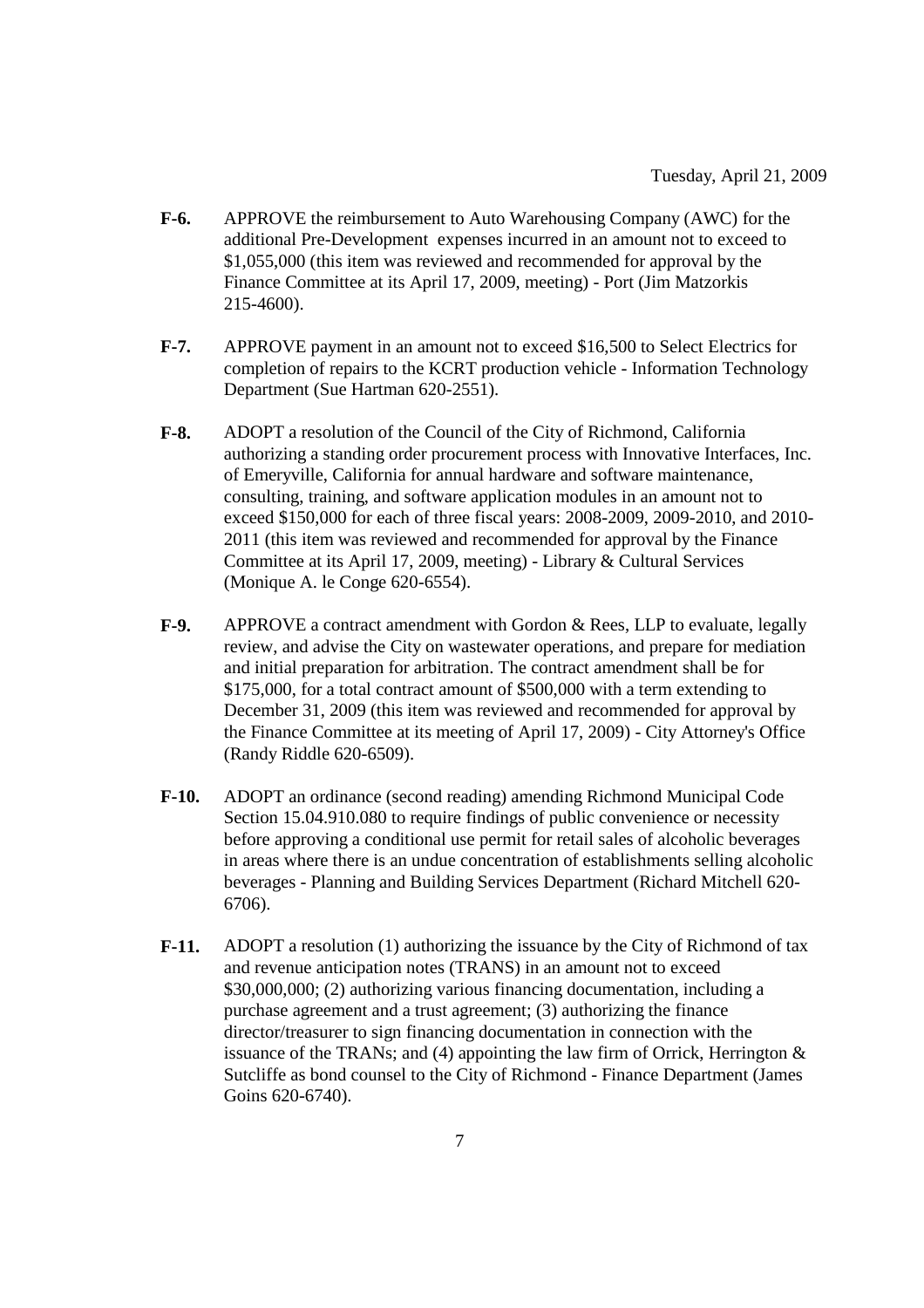**F-6.** APPROVE the reimbursement to Auto Warehousing Company (AWC) for the additional Pre-Development expenses incurred in an amount not to exceed to $1,055,000 (this item was reviewed and recommended for approval by the Finance Committee at its April 17, 2009, meeting) - Port (Jim Matzorkis 215-4600).

**F-7.** APPROVE payment in an amount not to exceed $16,500 to Select Electrics for completion of repairs to the KCRT production vehicle - Information Technology Department (Sue Hartman 620-2551).

**F-8.** ADOPT a resolution of the Council of the City of Richmond, California authorizing a standing order procurement process with Innovative Interfaces, Inc. of Emeryville, California for annual hardware and software maintenance, consulting, training, and software application modules in an amount not to exceed $150,000 for each of three fiscal years: 2008-2009, 2009-2010, and 2010-2011 (this item was reviewed and recommended for approval by the Finance Committee at its April 17, 2009, meeting) - Library & Cultural Services (Monique A. le Conge 620-6554).

**F-9.** APPROVE a contract amendment with Gordon & Rees, LLP to evaluate, legally review, and advise the City on wastewater operations, and prepare for mediation and initial preparation for arbitration. The contract amendment shall be for $175,000, for a total contract amount of $500,000 with a term extending to December 31, 2009 (this item was reviewed and recommended for approval by the Finance Committee at its meeting of April 17, 2009) - City Attorney's Office (Randy Riddle 620-6509).

**F-10.** ADOPT an ordinance (second reading) amending Richmond Municipal Code Section 15.04.910.080 to require findings of public convenience or necessity before approving a conditional use permit for retail sales of alcoholic beverages in areas where there is an undue concentration of establishments selling alcoholic beverages - Planning and Building Services Department (Richard Mitchell 620-6706).

**F-11.** ADOPT a resolution (1) authorizing the issuance by the City of Richmond of tax and revenue anticipation notes (TRANS) in an amount not to exceed $30,000,000; (2) authorizing various financing documentation, including a purchase agreement and a trust agreement; (3) authorizing the finance director/treasurer to sign financing documentation in connection with the issuance of the TRANs; and (4) appointing the law firm of Orrick, Herrington & Sutcliffe as bond counsel to the City of Richmond - Finance Department (James Goins 620-6740).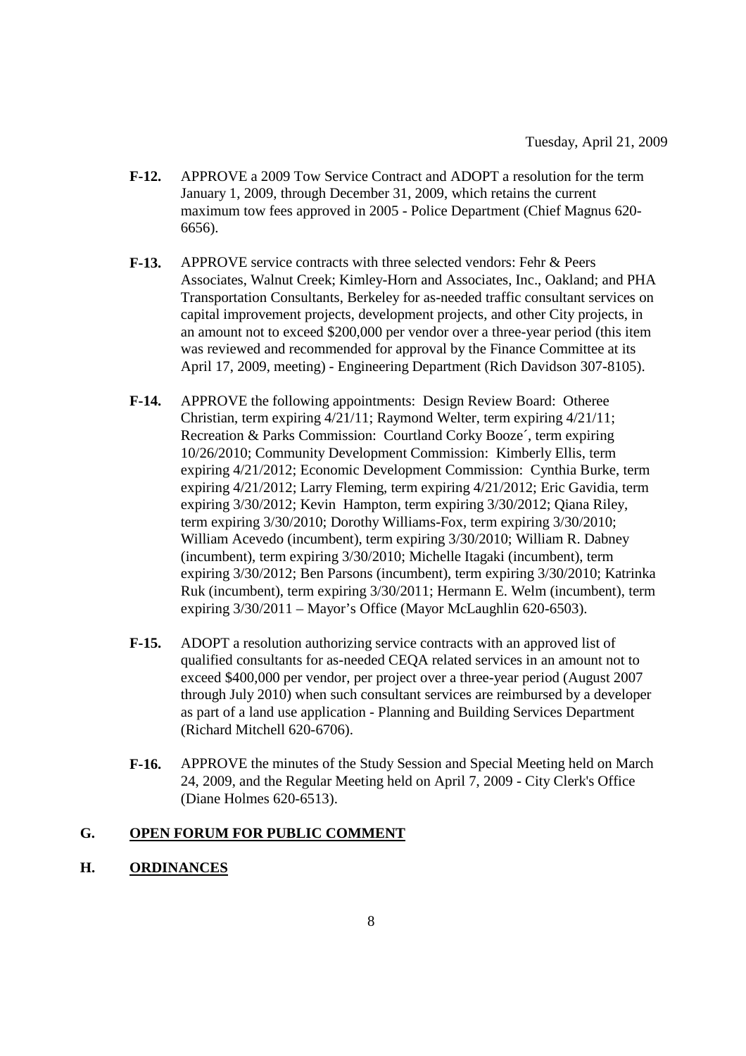**F-12.** APPROVE a 2009 Tow Service Contract and ADOPT a resolution for the term January 1, 2009, through December 31, 2009, which retains the current maximum tow fees approved in 2005 - Police Department (Chief Magnus 620-6656).

**F-13.** APPROVE service contracts with three selected vendors: Fehr & Peers Associates, Walnut Creek; Kimley-Horn and Associates, Inc., Oakland; and PHA Transportation Consultants, Berkeley for as-needed traffic consultant services on capital improvement projects, development projects, and other City projects, in an amount not to exceed $200,000 per vendor over a three-year period (this item was reviewed and recommended for approval by the Finance Committee at its April 17, 2009, meeting) - Engineering Department (Rich Davidson 307-8105).

**F-14.** APPROVE the following appointments: Design Review Board: Otheree Christian, term expiring 4/21/11; Raymond Welter, term expiring 4/21/11; Recreation & Parks Commission: Courtland Corky Booze´, term expiring 10/26/2010; Community Development Commission: Kimberly Ellis, term expiring 4/21/2012; Economic Development Commission: Cynthia Burke, term expiring 4/21/2012; Larry Fleming, term expiring 4/21/2012; Eric Gavidia, term expiring 3/30/2012; Kevin Hampton, term expiring 3/30/2012; Qiana Riley, term expiring 3/30/2010; Dorothy Williams-Fox, term expiring 3/30/2010; William Acevedo (incumbent), term expiring 3/30/2010; William R. Dabney (incumbent), term expiring 3/30/2010; Michelle Itagaki (incumbent), term expiring 3/30/2012; Ben Parsons (incumbent), term expiring 3/30/2010; Katrinka Ruk (incumbent), term expiring 3/30/2011; Hermann E. Welm (incumbent), term expiring 3/30/2011 – Mayor's Office (Mayor McLaughlin 620-6503).

**F-15.** ADOPT a resolution authorizing service contracts with an approved list of qualified consultants for as-needed CEQA related services in an amount not to exceed $400,000 per vendor, per project over a three-year period (August 2007 through July 2010) when such consultant services are reimbursed by a developer as part of a land use application - Planning and Building Services Department (Richard Mitchell 620-6706).

**F-16.** APPROVE the minutes of the Study Session and Special Meeting held on March 24, 2009, and the Regular Meeting held on April 7, 2009 - City Clerk's Office (Diane Holmes 620-6513).

## G. OPEN FORUM FOR PUBLIC COMMENT

## H. ORDINANCES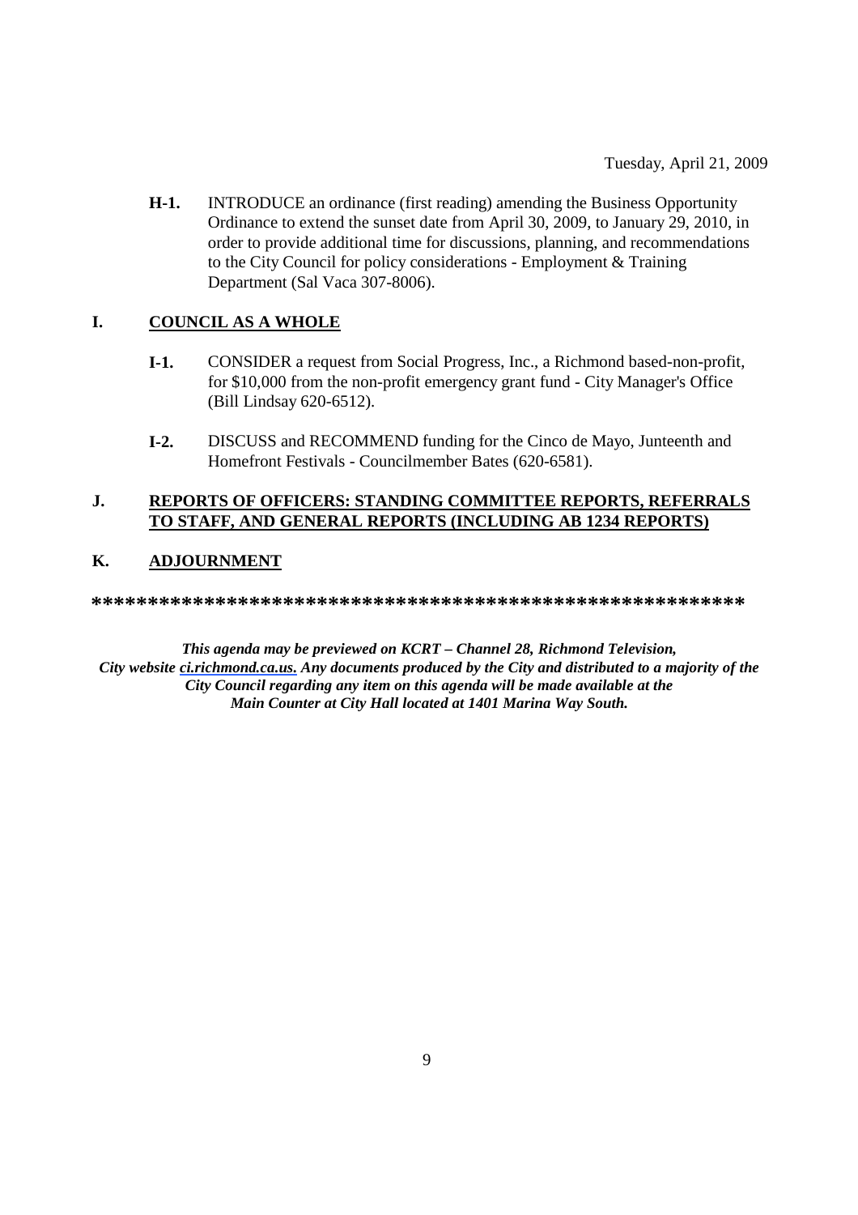**H-1.** INTRODUCE an ordinance (first reading) amending the Business Opportunity Ordinance to extend the sunset date from April 30, 2009, to January 29, 2010, in order to provide additional time for discussions, planning, and recommendations to the City Council for policy considerations - Employment & Training Department (Sal Vaca 307-8006).

## I. COUNCIL AS A WHOLE

**I-1.** CONSIDER a request from Social Progress, Inc., a Richmond based-non-profit, for $10,000 from the non-profit emergency grant fund - City Manager's Office (Bill Lindsay 620-6512).

**I-2.** DISCUSS and RECOMMEND funding for the Cinco de Mayo, Junteenth and Homefront Festivals - Councilmember Bates (620-6581).

## J. REPORTS OF OFFICERS: STANDING COMMITTEE REPORTS, REFERRALS TO STAFF, AND GENERAL REPORTS (INCLUDING AB 1234 REPORTS)

## K. ADJOURNMENT

**********************************************************

***This agenda may be previewed on KCRT – Channel 28, Richmond Television, City website ci.richmond.ca.us. Any documents produced by the City and distributed to a majority of the City Council regarding any item on this agenda will be made available at the Main Counter at City Hall located at 1401 Marina Way South.***